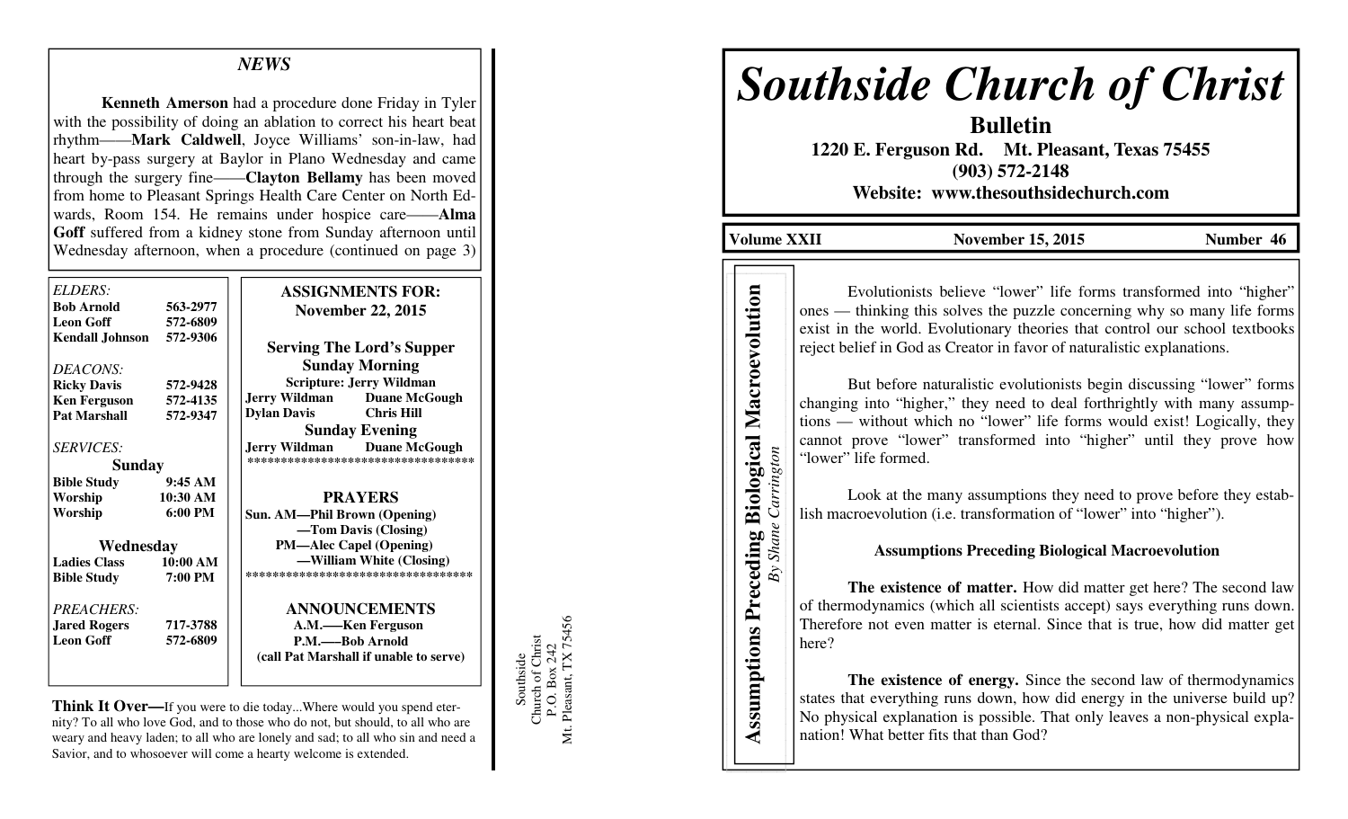## NEWS

**Kenneth Amerson** had a procedure done Friday in Tyler with the possibility of doing an ablation to correct his heart beat rhythm——**Mark Caldwell**, Joyce Williams' son-in-law, had heart by-pass surgery at Baylor in Plano Wednesday and came through the surgery fine——**Clayton Bellamy** has been moved from home to Pleasant Springs Health Care Center on North Edwards, Room 154. He remains under hospice care——**Alma Goff** suffered from a kidney stone from Sunday afternoon until Wednesday afternoon, when a procedure (continued on page 3)

*ELDERS:*

**Bob Arnold** 563-2977
**Leon Goff** 572-6809
**Kendall Johnson** 572-9306

*DEACONS:*

**Ricky Davis** 572-9428
**Ken Ferguson** 572-4135
**Pat Marshall** 572-9347

*SERVICES:*

**Sunday**

**Bible Study** 9:45 AM
**Worship** 10:30 AM
**Worship** 6:00 PM

**Wednesday**

**Ladies Class** 10:00 AM
**Bible Study** 7:00 PM

*PREACHERS:*

**Jared Rogers** 717-3788
**Leon Goff** 572-6809

**ASSIGNMENTS FOR: November 22, 2015**

**Serving The Lord's Supper**

**Sunday Morning**

**Scripture: Jerry Wildman**

**Jerry Wildman** **Duane McGough**
**Dylan Davis** **Chris Hill**

**Sunday Evening**

**Jerry Wildman** **Duane McGough**

\*\*\*\*\*\*\*\*\*\*\*\*\*\*\*\*\*\*\*\*\*\*\*\*\*\*\*\*\*\*\*\*\*\*\*\*

**PRAYERS**

**Sun. AM—Phil Brown (Opening)**
**—Tom Davis (Closing)**
**PM—Alec Capel (Opening)**
**—William White (Closing)**

\*\*\*\*\*\*\*\*\*\*\*\*\*\*\*\*\*\*\*\*\*\*\*\*\*\*\*\*\*\*\*\*\*\*\*\*

**ANNOUNCEMENTS**

**A.M.——Ken Ferguson**
**P.M.——Bob Arnold**
**(call Pat Marshall if unable to serve)**

**Think It Over—**If you were to die today...Where would you spend eternity? To all who love God, and to those who do not, but should, to all who are weary and heavy laden; to all who are lonely and sad; to all who sin and need a Savior, and to whosoever will come a hearty welcome is extended.

Southside
Church of Christ
P.O. Box 242
Mt. Pleasant, TX 75456

# *Southside Church of Christ*

**Bulletin**

**1220 E. Ferguson Rd. Mt. Pleasant, Texas 75455**
**(903) 572-2148**
**Website: www.thesouthsidechurch.com**

**Volume XXII** **November 15, 2015** **Number 46**

## Assumptions Preceding Biological Macroevolution

*By Shane Carrington*

Evolutionists believe "lower" life forms transformed into "higher" ones — thinking this solves the puzzle concerning why so many life forms exist in the world. Evolutionary theories that control our school textbooks reject belief in God as Creator in favor of naturalistic explanations.

But before naturalistic evolutionists begin discussing "lower" forms changing into "higher," they need to deal forthrightly with many assumptions — without which no "lower" life forms would exist! Logically, they cannot prove "lower" transformed into "higher" until they prove how "lower" life formed.

Look at the many assumptions they need to prove before they establish macroevolution (i.e. transformation of "lower" into "higher").

### Assumptions Preceding Biological Macroevolution

**The existence of matter.** How did matter get here? The second law of thermodynamics (which all scientists accept) says everything runs down. Therefore not even matter is eternal. Since that is true, how did matter get here?

**The existence of energy.** Since the second law of thermodynamics states that everything runs down, how did energy in the universe build up? No physical explanation is possible. That only leaves a non-physical explanation! What better fits that than God?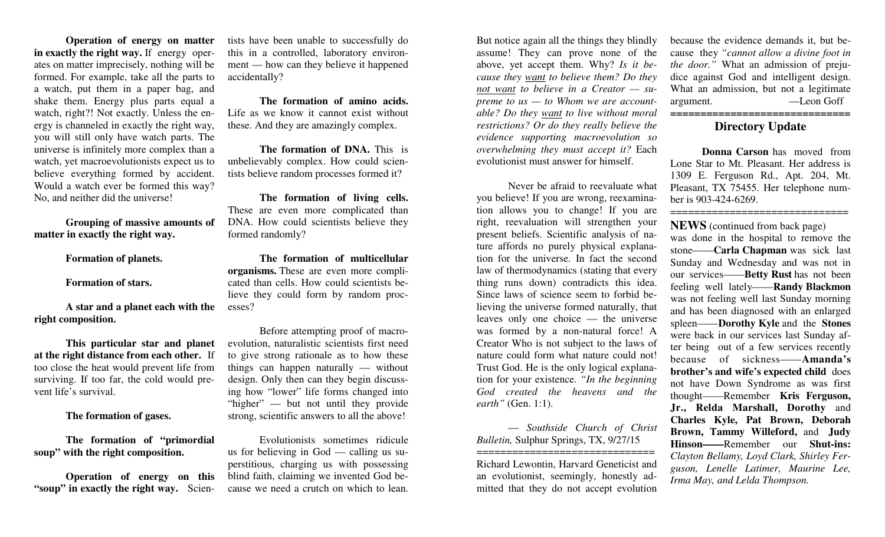**Operation of energy on matter in exactly the right way.** If energy operates on matter imprecisely, nothing will be formed. For example, take all the parts to a watch, put them in a paper bag, and shake them. Energy plus parts equal a watch, right?! Not exactly. Unless the energy is channeled in exactly the right way, you will still only have watch parts. The universe is infinitely more complex than a watch, yet macroevolutionists expect us to believe everything formed by accident. Would a watch ever be formed this way? No, and neither did the universe!

**Grouping of massive amounts of matter in exactly the right way.**

**Formation of planets.**

**Formation of stars.**

**A star and a planet each with the right composition.**

**This particular star and planet at the right distance from each other.** If too close the heat would prevent life from surviving. If too far, the cold would prevent life's survival.

**The formation of gases.**

**The formation of "primordial soup" with the right composition.**

**Operation of energy on this "soup" in exactly the right way.** Scientists have been unable to successfully do this in a controlled, laboratory environment — how can they believe it happened accidentally?

**The formation of amino acids.** Life as we know it cannot exist without these. And they are amazingly complex.

**The formation of DNA.** This is unbelievably complex. How could scientists believe random processes formed it?

**The formation of living cells.** These are even more complicated than DNA. How could scientists believe they formed randomly?

**The formation of multicellular organisms.** These are even more complicated than cells. How could scientists believe they could form by random processes?

Before attempting proof of macroevolution, naturalistic scientists first need to give strong rationale as to how these things can happen naturally — without design. Only then can they begin discussing how "lower" life forms changed into "higher" — but not until they provide strong, scientific answers to all the above!

Evolutionists sometimes ridicule us for believing in God — calling us superstitious, charging us with possessing blind faith, claiming we invented God because we need a crutch on which to lean. But notice again all the things they blindly assume! They can prove none of the above, yet accept them. Why? *Is it because they want to believe them? Do they not want to believe in a Creator — supreme to us — to Whom we are accountable? Do they want to live without moral restrictions? Or do they really believe the evidence supporting macroevolution so overwhelming they must accept it?* Each evolutionist must answer for himself.

Never be afraid to reevaluate what you believe! If you are wrong, reexamination allows you to change! If you are right, reevaluation will strengthen your present beliefs. Scientific analysis of nature affords no purely physical explanation for the universe. In fact the second law of thermodynamics (stating that every thing runs down) contradicts this idea. Since laws of science seem to forbid believing the universe formed naturally, that leaves only one choice — the universe was formed by a non-natural force! A Creator Who is not subject to the laws of nature could form what nature could not! Trust God. He is the only logical explanation for your existence. *"In the beginning God created the heavens and the earth"* (Gen. 1:1).

— *Southside Church of Christ Bulletin,* Sulphur Springs, TX, 9/27/15

==============================

Richard Lewontin, Harvard Geneticist and an evolutionist, seemingly, honestly admitted that they do not accept evolution because the evidence demands it, but because they *"cannot allow a divine foot in the door."* What an admission of prejudice against God and intelligent design. What an admission, but not a legitimate argument. —Leon Goff

==============================

## Directory Update

**Donna Carson** has moved from Lone Star to Mt. Pleasant. Her address is 1309 E. Ferguson Rd., Apt. 204, Mt. Pleasant, TX 75455. Her telephone number is 903-424-6269.

==============================

**NEWS** (continued from back page) was done in the hospital to remove the stone——**Carla Chapman** was sick last Sunday and Wednesday and was not in our services——**Betty Rust** has not been feeling well lately——**Randy Blackmon** was not feeling well last Sunday morning and has been diagnosed with an enlarged spleen——**Dorothy Kyle** and the **Stones** were back in our services last Sunday after being out of a few services recently because of sickness——**Amanda's brother's and wife's expected child** does not have Down Syndrome as was first thought——Remember **Kris Ferguson, Jr., Relda Marshall, Dorothy** and **Charles Kyle, Pat Brown, Deborah Brown, Tammy Willeford,** and **Judy Hinson——**Remember our **Shut-ins:** *Clayton Bellamy, Loyd Clark, Shirley Ferguson, Lenelle Latimer, Maurine Lee, Irma May, and Lelda Thompson.*